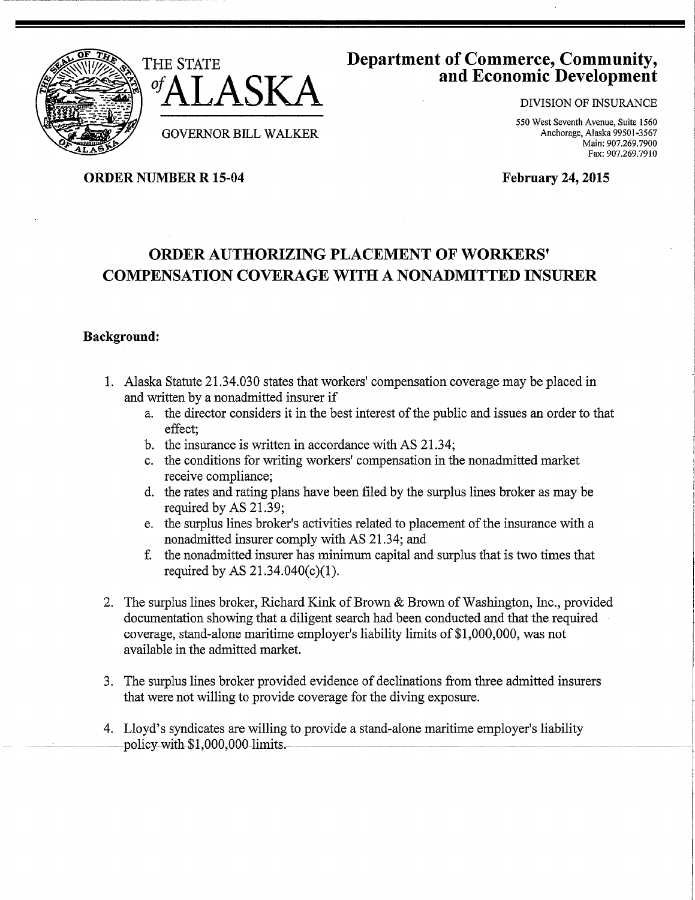THE STATE *of* ALASKA

GOVERNOR BILL WALKER

**Department of Commerce, Community, and Economic Development**

DIVISION OF INSURANCE

550 West Seventh Avenue, Suite 1560
Anchorage, Alaska 99501-3567
Main: 907.269.7900
Fax: 907.269.7910

**ORDER NUMBER R 15-04** **February 24, 2015**

# ORDER AUTHORIZING PLACEMENT OF WORKERS' COMPENSATION COVERAGE WITH A NONADMITTED INSURER

### Background:

1. Alaska Statute 21.34.030 states that workers' compensation coverage may be placed in and written by a nonadmitted insurer if
   a. the director considers it in the best interest of the public and issues an order to that effect;
   b. the insurance is written in accordance with AS 21.34;
   c. the conditions for writing workers' compensation in the nonadmitted market receive compliance;
   d. the rates and rating plans have been filed by the surplus lines broker as may be required by AS 21.39;
   e. the surplus lines broker's activities related to placement of the insurance with a nonadmitted insurer comply with AS 21.34; and
   f. the nonadmitted insurer has minimum capital and surplus that is two times that required by AS 21.34.040(c)(1).

2. The surplus lines broker, Richard Kink of Brown & Brown of Washington, Inc., provided documentation showing that a diligent search had been conducted and that the required coverage, stand-alone maritime employer's liability limits of $1,000,000, was not available in the admitted market.

3. The surplus lines broker provided evidence of declinations from three admitted insurers that were not willing to provide coverage for the diving exposure.

4. Lloyd's syndicates are willing to provide a stand-alone maritime employer's liability policy with $1,000,000 limits.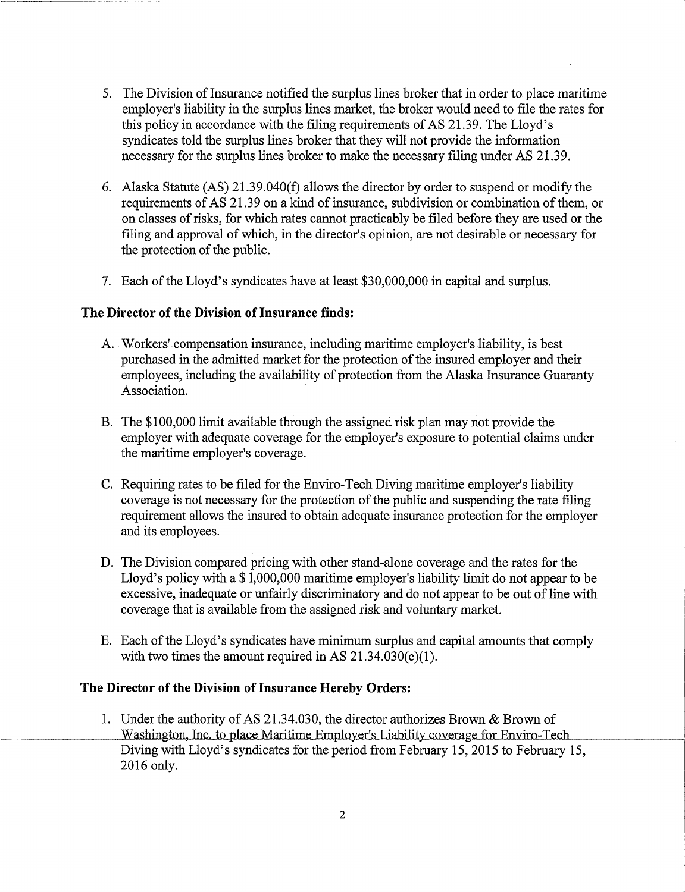5. The Division of Insurance notified the surplus lines broker that in order to place maritime employer's liability in the surplus lines market, the broker would need to file the rates for this policy in accordance with the filing requirements of AS 21.39. The Lloyd's syndicates told the surplus lines broker that they will not provide the information necessary for the surplus lines broker to make the necessary filing under AS 21.39.

6. Alaska Statute (AS) 21.39.040(f) allows the director by order to suspend or modify the requirements of AS 21.39 on a kind of insurance, subdivision or combination of them, or on classes of risks, for which rates cannot practicably be filed before they are used or the filing and approval of which, in the director's opinion, are not desirable or necessary for the protection of the public.

7. Each of the Lloyd's syndicates have at least $30,000,000 in capital and surplus.

**The Director of the Division of Insurance finds:**

A. Workers' compensation insurance, including maritime employer's liability, is best purchased in the admitted market for the protection of the insured employer and their employees, including the availability of protection from the Alaska Insurance Guaranty Association.

B. The $100,000 limit available through the assigned risk plan may not provide the employer with adequate coverage for the employer's exposure to potential claims under the maritime employer's coverage.

C. Requiring rates to be filed for the Enviro-Tech Diving maritime employer's liability coverage is not necessary for the protection of the public and suspending the rate filing requirement allows the insured to obtain adequate insurance protection for the employer and its employees.

D. The Division compared pricing with other stand-alone coverage and the rates for the Lloyd's policy with a $ 1,000,000 maritime employer's liability limit do not appear to be excessive, inadequate or unfairly discriminatory and do not appear to be out of line with coverage that is available from the assigned risk and voluntary market.

E. Each of the Lloyd's syndicates have minimum surplus and capital amounts that comply with two times the amount required in AS 21.34.030(c)(1).

**The Director of the Division of Insurance Hereby Orders:**

1. Under the authority of AS 21.34.030, the director authorizes Brown & Brown of Washington, Inc. to place Maritime Employer's Liability coverage for Enviro-Tech Diving with Lloyd's syndicates for the period from February 15, 2015 to February 15, 2016 only.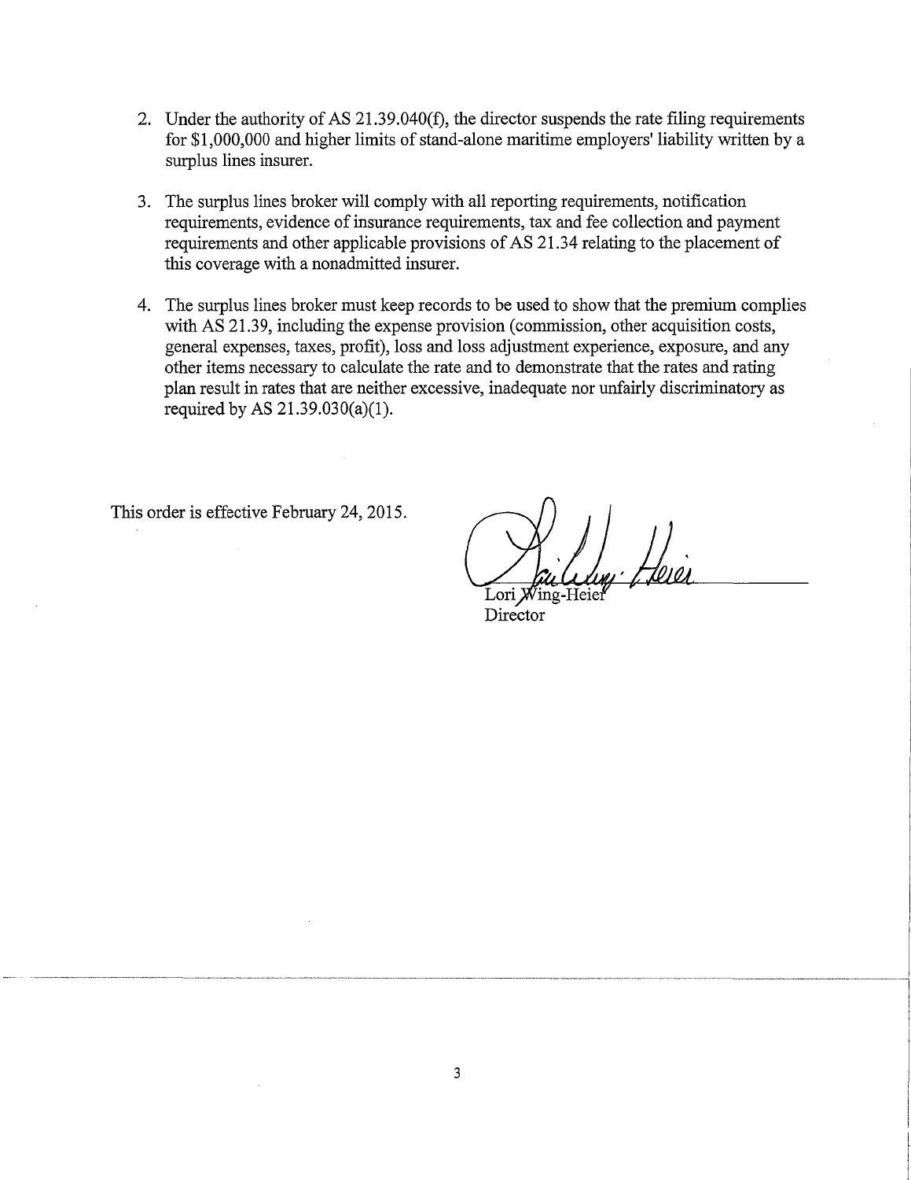2. Under the authority of AS 21.39.040(f), the director suspends the rate filing requirements for $1,000,000 and higher limits of stand-alone maritime employers' liability written by a surplus lines insurer.

3. The surplus lines broker will comply with all reporting requirements, notification requirements, evidence of insurance requirements, tax and fee collection and payment requirements and other applicable provisions of AS 21.34 relating to the placement of this coverage with a nonadmitted insurer.

4. The surplus lines broker must keep records to be used to show that the premium complies with AS 21.39, including the expense provision (commission, other acquisition costs, general expenses, taxes, profit), loss and loss adjustment experience, exposure, and any other items necessary to calculate the rate and to demonstrate that the rates and rating plan result in rates that are neither excessive, inadequate nor unfairly discriminatory as required by AS 21.39.030(a)(1).

This order is effective February 24, 2015.

Lori Wing-Heier
Director